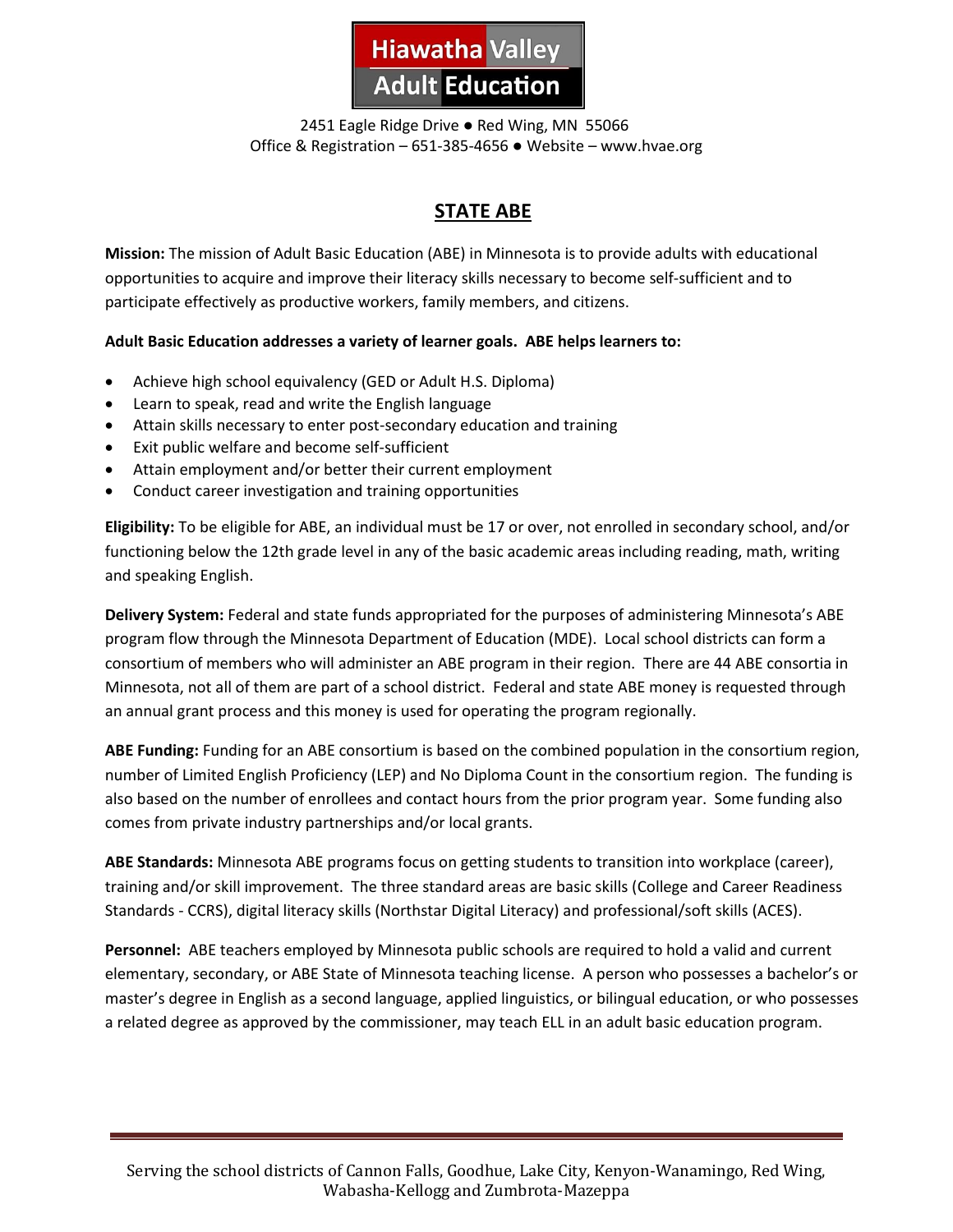# Hiawatha Valley Adult Education

2451 Eagle Ridge Drive ● Red Wing, MN 55066
Office & Registration – 651-385-4656 ● Website – www.hvae.org

## STATE ABE

**Mission:** The mission of Adult Basic Education (ABE) in Minnesota is to provide adults with educational opportunities to acquire and improve their literacy skills necessary to become self-sufficient and to participate effectively as productive workers, family members, and citizens.

**Adult Basic Education addresses a variety of learner goals. ABE helps learners to:**

- Achieve high school equivalency (GED or Adult H.S. Diploma)
- Learn to speak, read and write the English language
- Attain skills necessary to enter post-secondary education and training
- Exit public welfare and become self-sufficient
- Attain employment and/or better their current employment
- Conduct career investigation and training opportunities

**Eligibility:** To be eligible for ABE, an individual must be 17 or over, not enrolled in secondary school, and/or functioning below the 12th grade level in any of the basic academic areas including reading, math, writing and speaking English.

**Delivery System:** Federal and state funds appropriated for the purposes of administering Minnesota's ABE program flow through the Minnesota Department of Education (MDE). Local school districts can form a consortium of members who will administer an ABE program in their region. There are 44 ABE consortia in Minnesota, not all of them are part of a school district. Federal and state ABE money is requested through an annual grant process and this money is used for operating the program regionally.

**ABE Funding:** Funding for an ABE consortium is based on the combined population in the consortium region, number of Limited English Proficiency (LEP) and No Diploma Count in the consortium region. The funding is also based on the number of enrollees and contact hours from the prior program year. Some funding also comes from private industry partnerships and/or local grants.

**ABE Standards:** Minnesota ABE programs focus on getting students to transition into workplace (career), training and/or skill improvement. The three standard areas are basic skills (College and Career Readiness Standards - CCRS), digital literacy skills (Northstar Digital Literacy) and professional/soft skills (ACES).

**Personnel:** ABE teachers employed by Minnesota public schools are required to hold a valid and current elementary, secondary, or ABE State of Minnesota teaching license. A person who possesses a bachelor's or master's degree in English as a second language, applied linguistics, or bilingual education, or who possesses a related degree as approved by the commissioner, may teach ELL in an adult basic education program.

Serving the school districts of Cannon Falls, Goodhue, Lake City, Kenyon-Wanamingo, Red Wing, Wabasha-Kellogg and Zumbrota-Mazeppa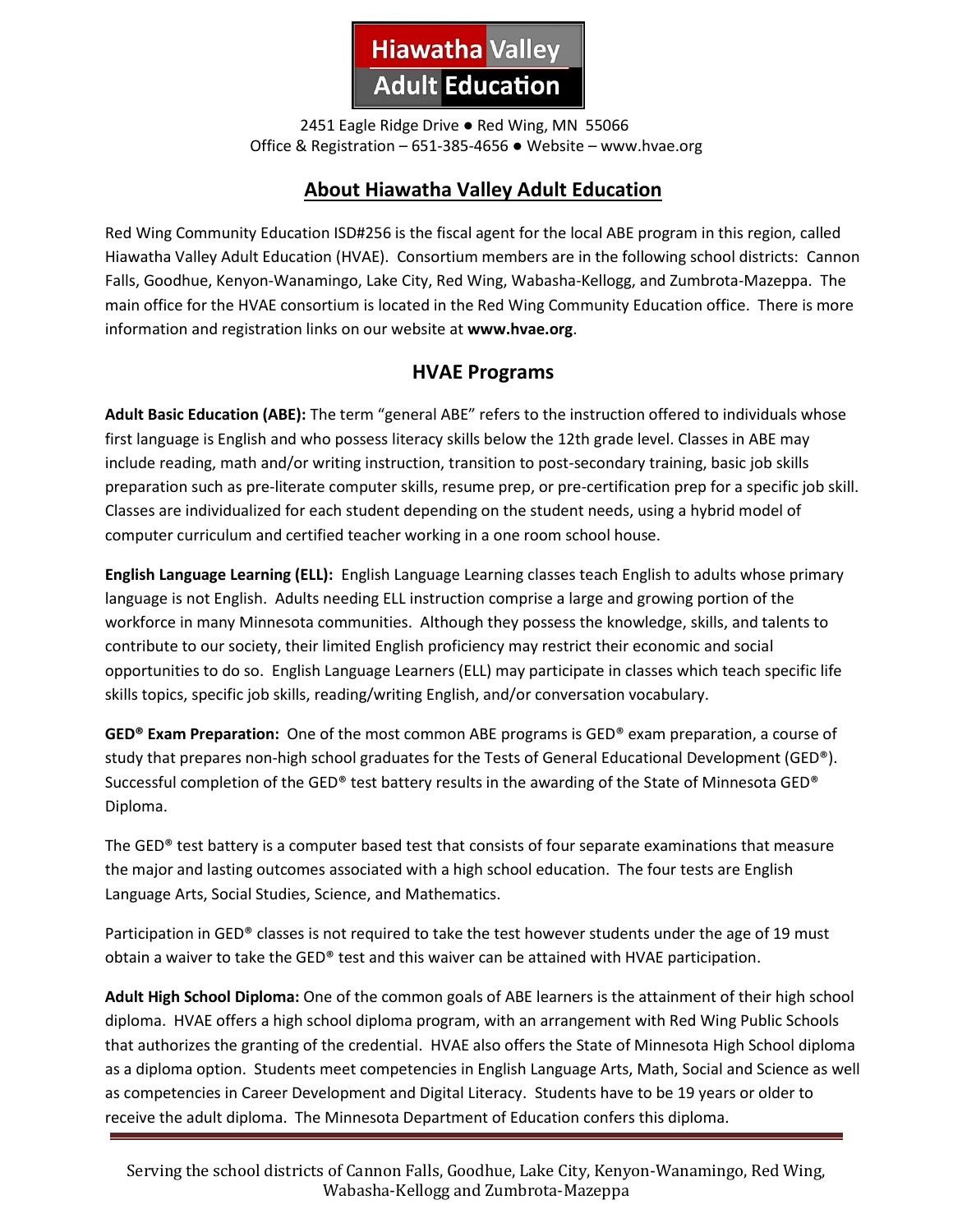**Hiawatha Valley Adult Education**

2451 Eagle Ridge Drive ● Red Wing, MN 55066
Office & Registration – 651-385-4656 ● Website – www.hvae.org

## About Hiawatha Valley Adult Education

Red Wing Community Education ISD#256 is the fiscal agent for the local ABE program in this region, called Hiawatha Valley Adult Education (HVAE). Consortium members are in the following school districts: Cannon Falls, Goodhue, Kenyon-Wanamingo, Lake City, Red Wing, Wabasha-Kellogg, and Zumbrota-Mazeppa. The main office for the HVAE consortium is located in the Red Wing Community Education office. There is more information and registration links on our website at **www.hvae.org**.

## HVAE Programs

**Adult Basic Education (ABE):** The term "general ABE" refers to the instruction offered to individuals whose first language is English and who possess literacy skills below the 12th grade level. Classes in ABE may include reading, math and/or writing instruction, transition to post-secondary training, basic job skills preparation such as pre-literate computer skills, resume prep, or pre-certification prep for a specific job skill. Classes are individualized for each student depending on the student needs, using a hybrid model of computer curriculum and certified teacher working in a one room school house.

**English Language Learning (ELL):** English Language Learning classes teach English to adults whose primary language is not English. Adults needing ELL instruction comprise a large and growing portion of the workforce in many Minnesota communities. Although they possess the knowledge, skills, and talents to contribute to our society, their limited English proficiency may restrict their economic and social opportunities to do so. English Language Learners (ELL) may participate in classes which teach specific life skills topics, specific job skills, reading/writing English, and/or conversation vocabulary.

**GED® Exam Preparation:** One of the most common ABE programs is GED® exam preparation, a course of study that prepares non-high school graduates for the Tests of General Educational Development (GED®). Successful completion of the GED® test battery results in the awarding of the State of Minnesota GED® Diploma.

The GED® test battery is a computer based test that consists of four separate examinations that measure the major and lasting outcomes associated with a high school education. The four tests are English Language Arts, Social Studies, Science, and Mathematics.

Participation in GED® classes is not required to take the test however students under the age of 19 must obtain a waiver to take the GED® test and this waiver can be attained with HVAE participation.

**Adult High School Diploma:** One of the common goals of ABE learners is the attainment of their high school diploma. HVAE offers a high school diploma program, with an arrangement with Red Wing Public Schools that authorizes the granting of the credential. HVAE also offers the State of Minnesota High School diploma as a diploma option. Students meet competencies in English Language Arts, Math, Social and Science as well as competencies in Career Development and Digital Literacy. Students have to be 19 years or older to receive the adult diploma. The Minnesota Department of Education confers this diploma.

Serving the school districts of Cannon Falls, Goodhue, Lake City, Kenyon-Wanamingo, Red Wing, Wabasha-Kellogg and Zumbrota-Mazeppa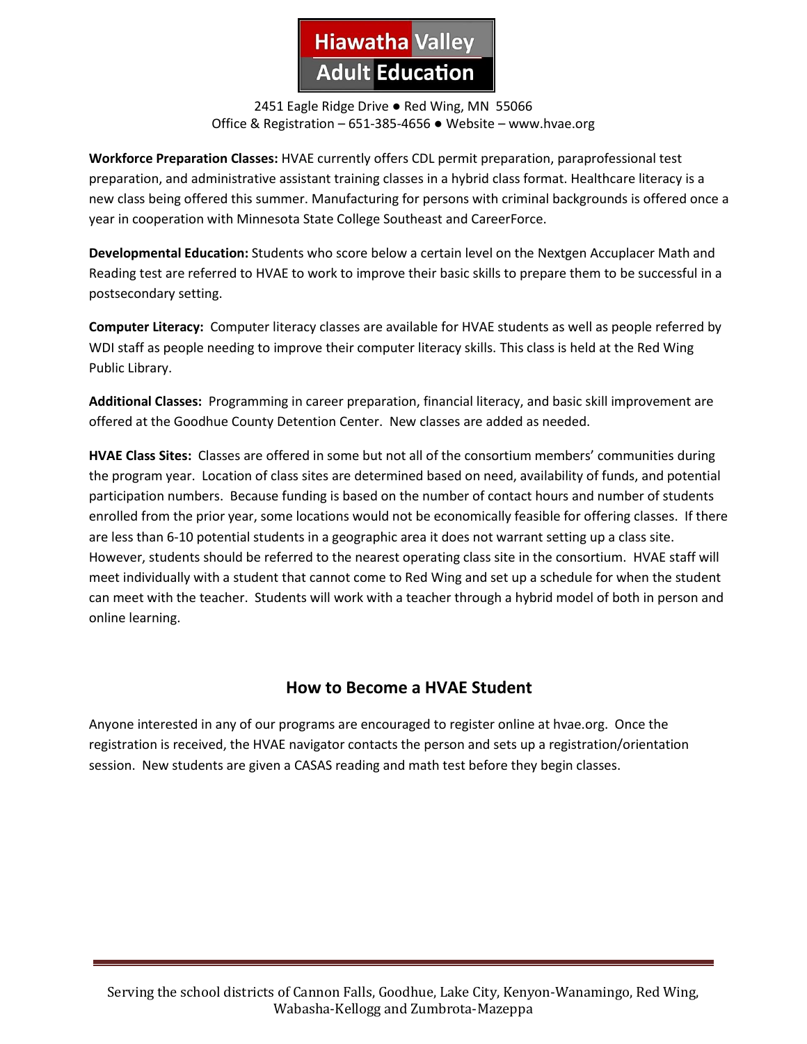**Workforce Preparation Classes:** HVAE currently offers CDL permit preparation, paraprofessional test preparation, and administrative assistant training classes in a hybrid class format. Healthcare literacy is a new class being offered this summer. Manufacturing for persons with criminal backgrounds is offered once a year in cooperation with Minnesota State College Southeast and CareerForce.

**Developmental Education:** Students who score below a certain level on the Nextgen Accuplacer Math and Reading test are referred to HVAE to work to improve their basic skills to prepare them to be successful in a postsecondary setting.

**Computer Literacy:** Computer literacy classes are available for HVAE students as well as people referred by WDI staff as people needing to improve their computer literacy skills. This class is held at the Red Wing Public Library.

**Additional Classes:** Programming in career preparation, financial literacy, and basic skill improvement are offered at the Goodhue County Detention Center. New classes are added as needed.

**HVAE Class Sites:** Classes are offered in some but not all of the consortium members' communities during the program year. Location of class sites are determined based on need, availability of funds, and potential participation numbers. Because funding is based on the number of contact hours and number of students enrolled from the prior year, some locations would not be economically feasible for offering classes. If there are less than 6-10 potential students in a geographic area it does not warrant setting up a class site. However, students should be referred to the nearest operating class site in the consortium. HVAE staff will meet individually with a student that cannot come to Red Wing and set up a schedule for when the student can meet with the teacher. Students will work with a teacher through a hybrid model of both in person and online learning.

## How to Become a HVAE Student

Anyone interested in any of our programs are encouraged to register online at hvae.org. Once the registration is received, the HVAE navigator contacts the person and sets up a registration/orientation session. New students are given a CASAS reading and math test before they begin classes.